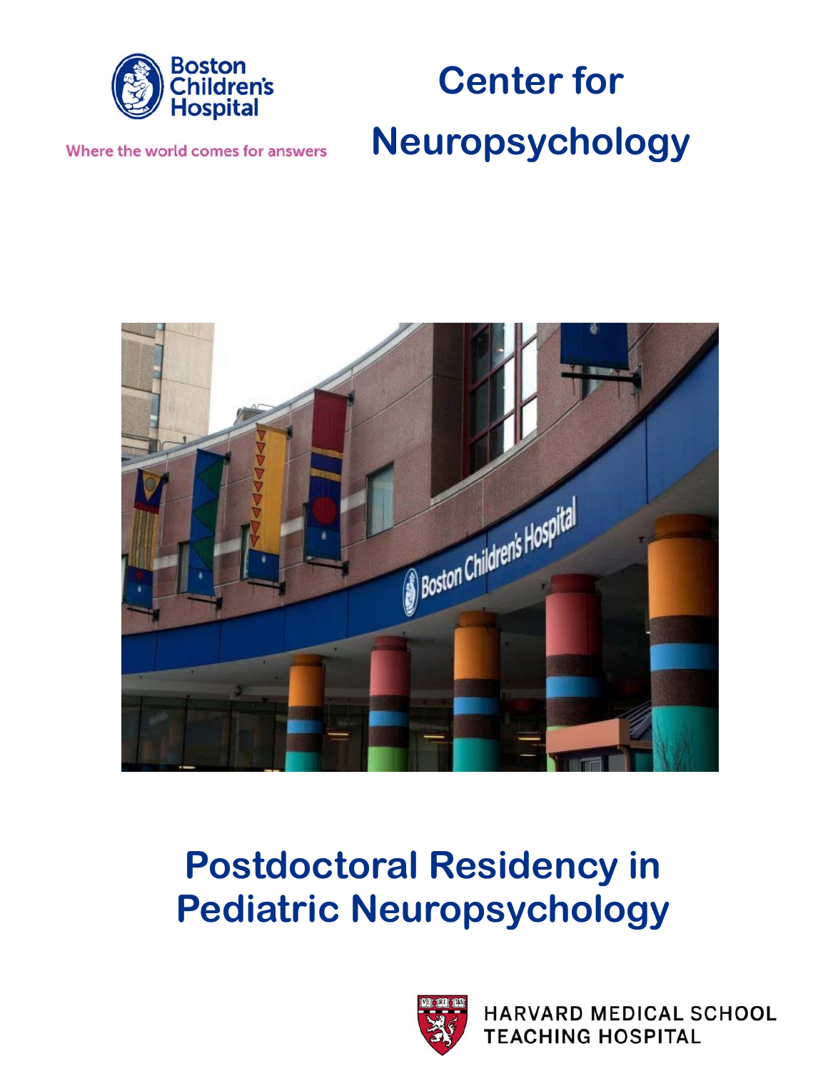Boston Children's Hospital

Where the world comes for answers

# Center for Neuropsychology

# Postdoctoral Residency in Pediatric Neuropsychology

HARVARD MEDICAL SCHOOL TEACHING HOSPITAL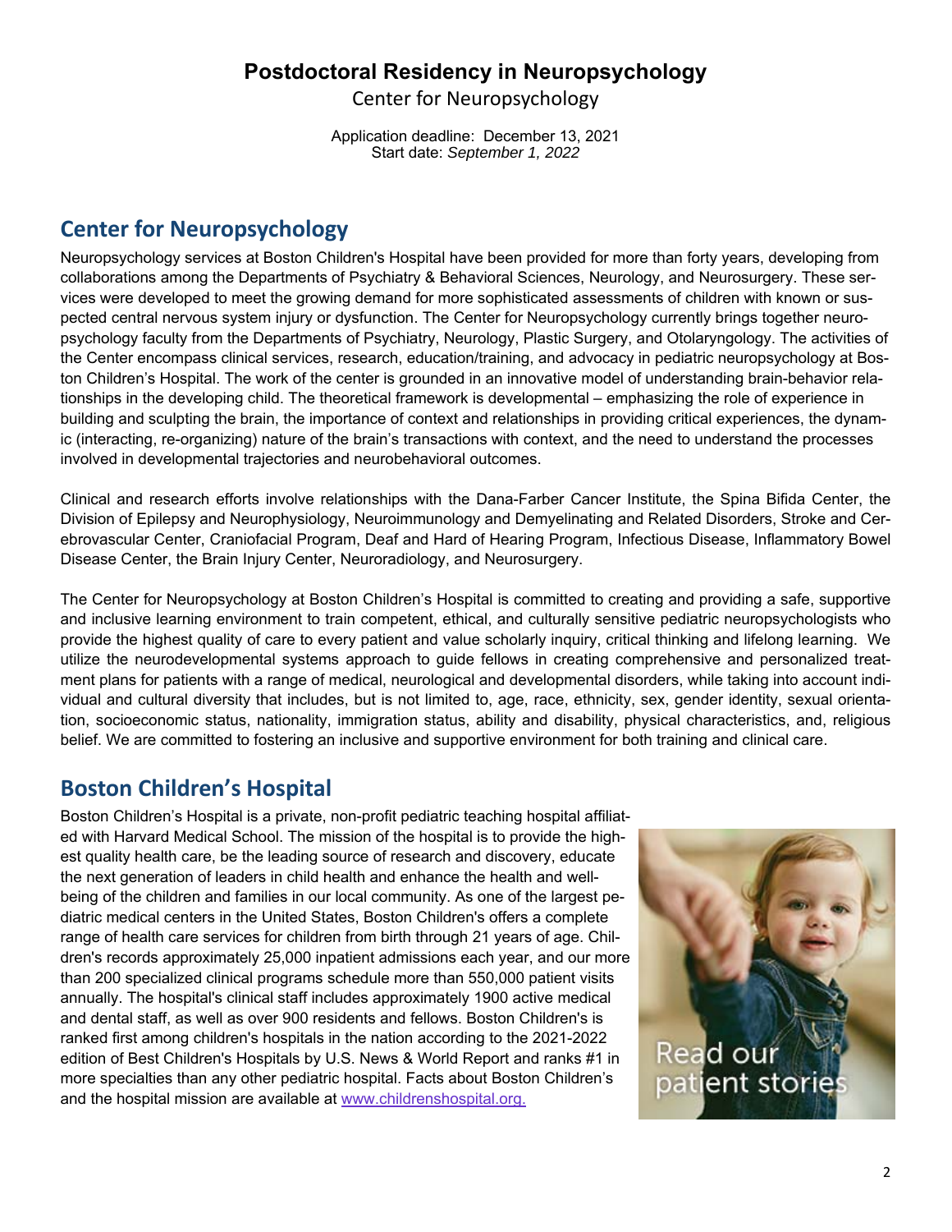# Postdoctoral Residency in Neuropsychology

Center for Neuropsychology

Application deadline: December 13, 2021
Start date: *September 1, 2022*

## Center for Neuropsychology

Neuropsychology services at Boston Children's Hospital have been provided for more than forty years, developing from collaborations among the Departments of Psychiatry & Behavioral Sciences, Neurology, and Neurosurgery. These services were developed to meet the growing demand for more sophisticated assessments of children with known or suspected central nervous system injury or dysfunction. The Center for Neuropsychology currently brings together neuropsychology faculty from the Departments of Psychiatry, Neurology, Plastic Surgery, and Otolaryngology. The activities of the Center encompass clinical services, research, education/training, and advocacy in pediatric neuropsychology at Boston Children's Hospital. The work of the center is grounded in an innovative model of understanding brain-behavior relationships in the developing child. The theoretical framework is developmental – emphasizing the role of experience in building and sculpting the brain, the importance of context and relationships in providing critical experiences, the dynamic (interacting, re-organizing) nature of the brain's transactions with context, and the need to understand the processes involved in developmental trajectories and neurobehavioral outcomes.

Clinical and research efforts involve relationships with the Dana-Farber Cancer Institute, the Spina Bifida Center, the Division of Epilepsy and Neurophysiology, Neuroimmunology and Demyelinating and Related Disorders, Stroke and Cerebrovascular Center, Craniofacial Program, Deaf and Hard of Hearing Program, Infectious Disease, Inflammatory Bowel Disease Center, the Brain Injury Center, Neuroradiology, and Neurosurgery.

The Center for Neuropsychology at Boston Children's Hospital is committed to creating and providing a safe, supportive and inclusive learning environment to train competent, ethical, and culturally sensitive pediatric neuropsychologists who provide the highest quality of care to every patient and value scholarly inquiry, critical thinking and lifelong learning. We utilize the neurodevelopmental systems approach to guide fellows in creating comprehensive and personalized treatment plans for patients with a range of medical, neurological and developmental disorders, while taking into account individual and cultural diversity that includes, but is not limited to, age, race, ethnicity, sex, gender identity, sexual orientation, socioeconomic status, nationality, immigration status, ability and disability, physical characteristics, and, religious belief. We are committed to fostering an inclusive and supportive environment for both training and clinical care.

## Boston Children's Hospital

Boston Children's Hospital is a private, non-profit pediatric teaching hospital affiliated with Harvard Medical School. The mission of the hospital is to provide the highest quality health care, be the leading source of research and discovery, educate the next generation of leaders in child health and enhance the health and well-being of the children and families in our local community. As one of the largest pediatric medical centers in the United States, Boston Children's offers a complete range of health care services for children from birth through 21 years of age. Children's records approximately 25,000 inpatient admissions each year, and our more than 200 specialized clinical programs schedule more than 550,000 patient visits annually. The hospital's clinical staff includes approximately 1900 active medical and dental staff, as well as over 900 residents and fellows. Boston Children's is ranked first among children's hospitals in the nation according to the 2021-2022 edition of Best Children's Hospitals by U.S. News & World Report and ranks #1 in more specialties than any other pediatric hospital. Facts about Boston Children's and the hospital mission are available at www.childrenshospital.org.

Read our patient stories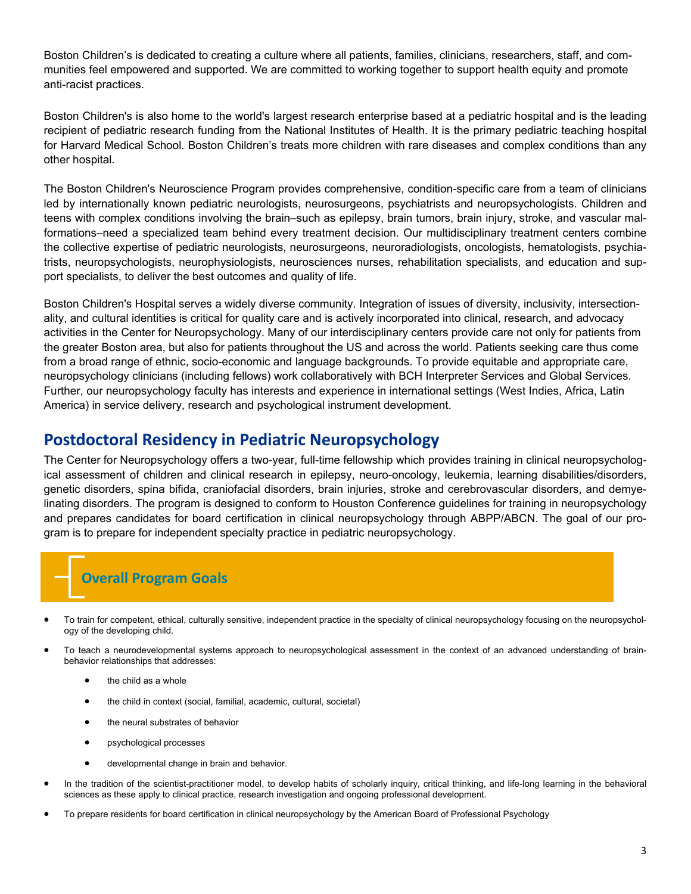Boston Children's is dedicated to creating a culture where all patients, families, clinicians, researchers, staff, and communities feel empowered and supported. We are committed to working together to support health equity and promote anti-racist practices.

Boston Children's is also home to the world's largest research enterprise based at a pediatric hospital and is the leading recipient of pediatric research funding from the National Institutes of Health. It is the primary pediatric teaching hospital for Harvard Medical School. Boston Children's treats more children with rare diseases and complex conditions than any other hospital.

The Boston Children's Neuroscience Program provides comprehensive, condition-specific care from a team of clinicians led by internationally known pediatric neurologists, neurosurgeons, psychiatrists and neuropsychologists. Children and teens with complex conditions involving the brain–such as epilepsy, brain tumors, brain injury, stroke, and vascular malformations–need a specialized team behind every treatment decision. Our multidisciplinary treatment centers combine the collective expertise of pediatric neurologists, neurosurgeons, neuroradiologists, oncologists, hematologists, psychiatrists, neuropsychologists, neurophysiologists, neurosciences nurses, rehabilitation specialists, and education and support specialists, to deliver the best outcomes and quality of life.

Boston Children's Hospital serves a widely diverse community. Integration of issues of diversity, inclusivity, intersectionality, and cultural identities is critical for quality care and is actively incorporated into clinical, research, and advocacy activities in the Center for Neuropsychology. Many of our interdisciplinary centers provide care not only for patients from the greater Boston area, but also for patients throughout the US and across the world. Patients seeking care thus come from a broad range of ethnic, socio-economic and language backgrounds. To provide equitable and appropriate care, neuropsychology clinicians (including fellows) work collaboratively with BCH Interpreter Services and Global Services. Further, our neuropsychology faculty has interests and experience in international settings (West Indies, Africa, Latin America) in service delivery, research and psychological instrument development.

## Postdoctoral Residency in Pediatric Neuropsychology

The Center for Neuropsychology offers a two-year, full-time fellowship which provides training in clinical neuropsychological assessment of children and clinical research in epilepsy, neuro-oncology, leukemia, learning disabilities/disorders, genetic disorders, spina bifida, craniofacial disorders, brain injuries, stroke and cerebrovascular disorders, and demyelinating disorders. The program is designed to conform to Houston Conference guidelines for training in neuropsychology and prepares candidates for board certification in clinical neuropsychology through ABPP/ABCN. The goal of our program is to prepare for independent specialty practice in pediatric neuropsychology.

### Overall Program Goals

- To train for competent, ethical, culturally sensitive, independent practice in the specialty of clinical neuropsychology focusing on the neuropsychology of the developing child.
- To teach a neurodevelopmental systems approach to neuropsychological assessment in the context of an advanced understanding of brain-behavior relationships that addresses:
    - the child as a whole
    - the child in context (social, familial, academic, cultural, societal)
    - the neural substrates of behavior
    - psychological processes
    - developmental change in brain and behavior.
- In the tradition of the scientist-practitioner model, to develop habits of scholarly inquiry, critical thinking, and life-long learning in the behavioral sciences as these apply to clinical practice, research investigation and ongoing professional development.
- To prepare residents for board certification in clinical neuropsychology by the American Board of Professional Psychology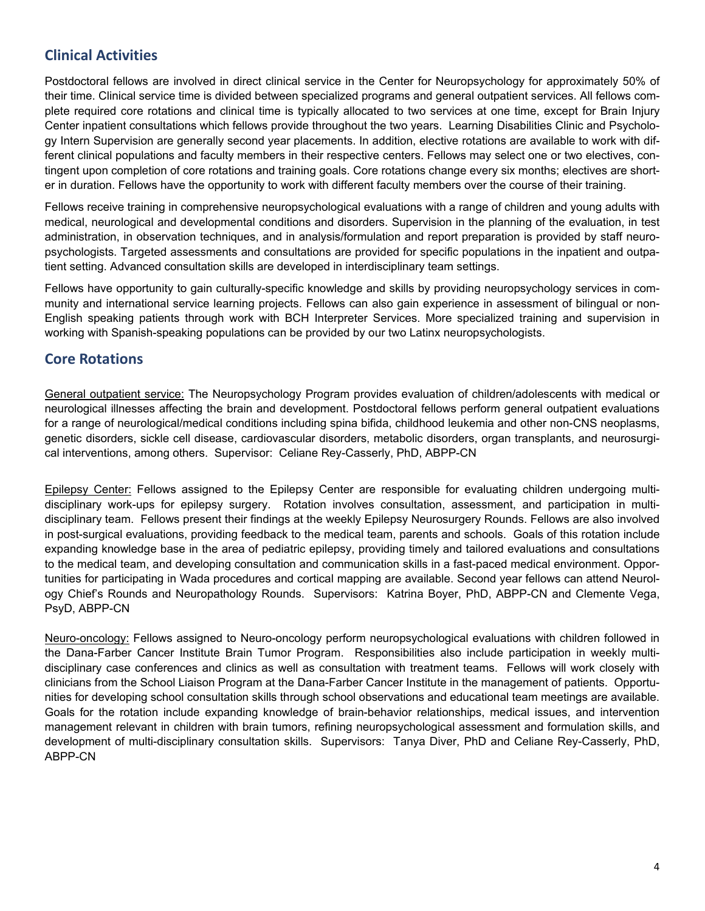## Clinical Activities

Postdoctoral fellows are involved in direct clinical service in the Center for Neuropsychology for approximately 50% of their time. Clinical service time is divided between specialized programs and general outpatient services. All fellows complete required core rotations and clinical time is typically allocated to two services at one time, except for Brain Injury Center inpatient consultations which fellows provide throughout the two years. Learning Disabilities Clinic and Psychology Intern Supervision are generally second year placements. In addition, elective rotations are available to work with different clinical populations and faculty members in their respective centers. Fellows may select one or two electives, contingent upon completion of core rotations and training goals. Core rotations change every six months; electives are shorter in duration. Fellows have the opportunity to work with different faculty members over the course of their training.

Fellows receive training in comprehensive neuropsychological evaluations with a range of children and young adults with medical, neurological and developmental conditions and disorders. Supervision in the planning of the evaluation, in test administration, in observation techniques, and in analysis/formulation and report preparation is provided by staff neuropsychologists. Targeted assessments and consultations are provided for specific populations in the inpatient and outpatient setting. Advanced consultation skills are developed in interdisciplinary team settings.

Fellows have opportunity to gain culturally-specific knowledge and skills by providing neuropsychology services in community and international service learning projects. Fellows can also gain experience in assessment of bilingual or non-English speaking patients through work with BCH Interpreter Services. More specialized training and supervision in working with Spanish-speaking populations can be provided by our two Latinx neuropsychologists.

## Core Rotations

General outpatient service: The Neuropsychology Program provides evaluation of children/adolescents with medical or neurological illnesses affecting the brain and development. Postdoctoral fellows perform general outpatient evaluations for a range of neurological/medical conditions including spina bifida, childhood leukemia and other non-CNS neoplasms, genetic disorders, sickle cell disease, cardiovascular disorders, metabolic disorders, organ transplants, and neurosurgical interventions, among others. Supervisor: Celiane Rey-Casserly, PhD, ABPP-CN

Epilepsy Center: Fellows assigned to the Epilepsy Center are responsible for evaluating children undergoing multi-disciplinary work-ups for epilepsy surgery. Rotation involves consultation, assessment, and participation in multi-disciplinary team. Fellows present their findings at the weekly Epilepsy Neurosurgery Rounds. Fellows are also involved in post-surgical evaluations, providing feedback to the medical team, parents and schools. Goals of this rotation include expanding knowledge base in the area of pediatric epilepsy, providing timely and tailored evaluations and consultations to the medical team, and developing consultation and communication skills in a fast-paced medical environment. Opportunities for participating in Wada procedures and cortical mapping are available. Second year fellows can attend Neurology Chief's Rounds and Neuropathology Rounds. Supervisors: Katrina Boyer, PhD, ABPP-CN and Clemente Vega, PsyD, ABPP-CN

Neuro-oncology: Fellows assigned to Neuro-oncology perform neuropsychological evaluations with children followed in the Dana-Farber Cancer Institute Brain Tumor Program. Responsibilities also include participation in weekly multi-disciplinary case conferences and clinics as well as consultation with treatment teams. Fellows will work closely with clinicians from the School Liaison Program at the Dana-Farber Cancer Institute in the management of patients. Opportunities for developing school consultation skills through school observations and educational team meetings are available. Goals for the rotation include expanding knowledge of brain-behavior relationships, medical issues, and intervention management relevant in children with brain tumors, refining neuropsychological assessment and formulation skills, and development of multi-disciplinary consultation skills. Supervisors: Tanya Diver, PhD and Celiane Rey-Casserly, PhD, ABPP-CN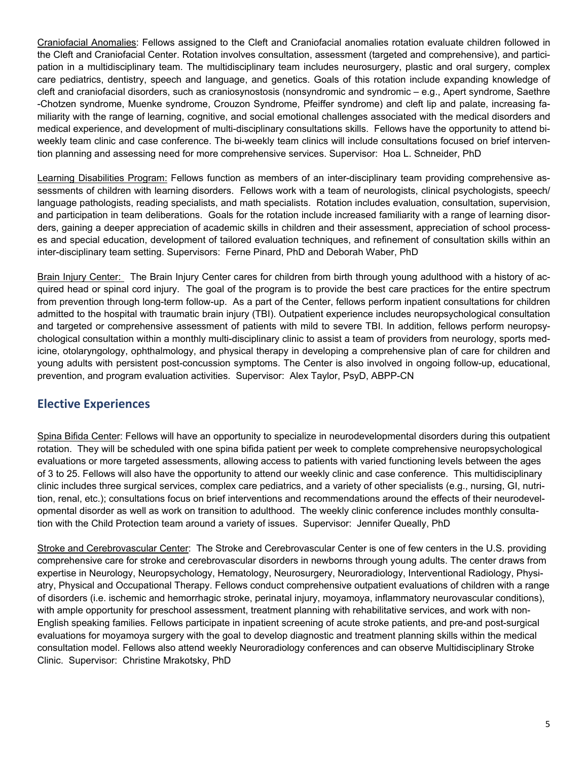Craniofacial Anomalies: Fellows assigned to the Cleft and Craniofacial anomalies rotation evaluate children followed in the Cleft and Craniofacial Center. Rotation involves consultation, assessment (targeted and comprehensive), and participation in a multidisciplinary team. The multidisciplinary team includes neurosurgery, plastic and oral surgery, complex care pediatrics, dentistry, speech and language, and genetics. Goals of this rotation include expanding knowledge of cleft and craniofacial disorders, such as craniosynostosis (nonsyndromic and syndromic – e.g., Apert syndrome, Saethre-Chotzen syndrome, Muenke syndrome, Crouzon Syndrome, Pfeiffer syndrome) and cleft lip and palate, increasing familiarity with the range of learning, cognitive, and social emotional challenges associated with the medical disorders and medical experience, and development of multi-disciplinary consultations skills. Fellows have the opportunity to attend bi-weekly team clinic and case conference. The bi-weekly team clinics will include consultations focused on brief intervention planning and assessing need for more comprehensive services. Supervisor: Hoa L. Schneider, PhD

Learning Disabilities Program: Fellows function as members of an inter-disciplinary team providing comprehensive assessments of children with learning disorders. Fellows work with a team of neurologists, clinical psychologists, speech/language pathologists, reading specialists, and math specialists. Rotation includes evaluation, consultation, supervision, and participation in team deliberations. Goals for the rotation include increased familiarity with a range of learning disorders, gaining a deeper appreciation of academic skills in children and their assessment, appreciation of school processes and special education, development of tailored evaluation techniques, and refinement of consultation skills within an inter-disciplinary team setting. Supervisors: Ferne Pinard, PhD and Deborah Waber, PhD

Brain Injury Center: The Brain Injury Center cares for children from birth through young adulthood with a history of acquired head or spinal cord injury. The goal of the program is to provide the best care practices for the entire spectrum from prevention through long-term follow-up. As a part of the Center, fellows perform inpatient consultations for children admitted to the hospital with traumatic brain injury (TBI). Outpatient experience includes neuropsychological consultation and targeted or comprehensive assessment of patients with mild to severe TBI. In addition, fellows perform neuropsychological consultation within a monthly multi-disciplinary clinic to assist a team of providers from neurology, sports medicine, otolaryngology, ophthalmology, and physical therapy in developing a comprehensive plan of care for children and young adults with persistent post-concussion symptoms. The Center is also involved in ongoing follow-up, educational, prevention, and program evaluation activities. Supervisor: Alex Taylor, PsyD, ABPP-CN

## Elective Experiences

Spina Bifida Center: Fellows will have an opportunity to specialize in neurodevelopmental disorders during this outpatient rotation. They will be scheduled with one spina bifida patient per week to complete comprehensive neuropsychological evaluations or more targeted assessments, allowing access to patients with varied functioning levels between the ages of 3 to 25. Fellows will also have the opportunity to attend our weekly clinic and case conference. This multidisciplinary clinic includes three surgical services, complex care pediatrics, and a variety of other specialists (e.g., nursing, GI, nutrition, renal, etc.); consultations focus on brief interventions and recommendations around the effects of their neurodevelopmental disorder as well as work on transition to adulthood. The weekly clinic conference includes monthly consultation with the Child Protection team around a variety of issues. Supervisor: Jennifer Queally, PhD

Stroke and Cerebrovascular Center: The Stroke and Cerebrovascular Center is one of few centers in the U.S. providing comprehensive care for stroke and cerebrovascular disorders in newborns through young adults. The center draws from expertise in Neurology, Neuropsychology, Hematology, Neurosurgery, Neuroradiology, Interventional Radiology, Physiatry, Physical and Occupational Therapy. Fellows conduct comprehensive outpatient evaluations of children with a range of disorders (i.e. ischemic and hemorrhagic stroke, perinatal injury, moyamoya, inflammatory neurovascular conditions), with ample opportunity for preschool assessment, treatment planning with rehabilitative services, and work with non-English speaking families. Fellows participate in inpatient screening of acute stroke patients, and pre-and post-surgical evaluations for moyamoya surgery with the goal to develop diagnostic and treatment planning skills within the medical consultation model. Fellows also attend weekly Neuroradiology conferences and can observe Multidisciplinary Stroke Clinic. Supervisor: Christine Mrakotsky, PhD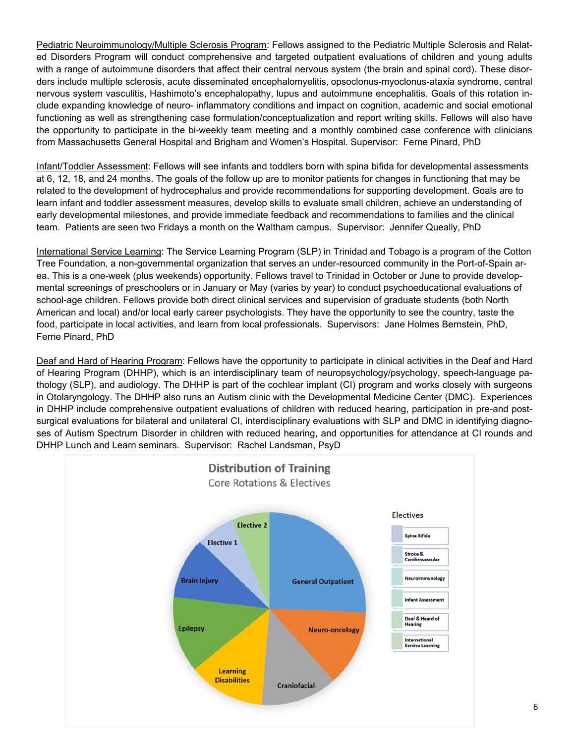Pediatric Neuroimmunology/Multiple Sclerosis Program: Fellows assigned to the Pediatric Multiple Sclerosis and Related Disorders Program will conduct comprehensive and targeted outpatient evaluations of children and young adults with a range of autoimmune disorders that affect their central nervous system (the brain and spinal cord). These disorders include multiple sclerosis, acute disseminated encephalomyelitis, opsoclonus-myoclonus-ataxia syndrome, central nervous system vasculitis, Hashimoto's encephalopathy, lupus and autoimmune encephalitis. Goals of this rotation include expanding knowledge of neuro- inflammatory conditions and impact on cognition, academic and social emotional functioning as well as strengthening case formulation/conceptualization and report writing skills. Fellows will also have the opportunity to participate in the bi-weekly team meeting and a monthly combined case conference with clinicians from Massachusetts General Hospital and Brigham and Women's Hospital. Supervisor: Ferne Pinard, PhD

Infant/Toddler Assessment: Fellows will see infants and toddlers born with spina bifida for developmental assessments at 6, 12, 18, and 24 months. The goals of the follow up are to monitor patients for changes in functioning that may be related to the development of hydrocephalus and provide recommendations for supporting development. Goals are to learn infant and toddler assessment measures, develop skills to evaluate small children, achieve an understanding of early developmental milestones, and provide immediate feedback and recommendations to families and the clinical team. Patients are seen two Fridays a month on the Waltham campus. Supervisor: Jennifer Queally, PhD

International Service Learning: The Service Learning Program (SLP) in Trinidad and Tobago is a program of the Cotton Tree Foundation, a non-governmental organization that serves an under-resourced community in the Port-of-Spain area. This is a one-week (plus weekends) opportunity. Fellows travel to Trinidad in October or June to provide developmental screenings of preschoolers or in January or May (varies by year) to conduct psychoeducational evaluations of school-age children. Fellows provide both direct clinical services and supervision of graduate students (both North American and local) and/or local early career psychologists. They have the opportunity to see the country, taste the food, participate in local activities, and learn from local professionals. Supervisors: Jane Holmes Bernstein, PhD, Ferne Pinard, PhD

Deaf and Hard of Hearing Program: Fellows have the opportunity to participate in clinical activities in the Deaf and Hard of Hearing Program (DHHP), which is an interdisciplinary team of neuropsychology/psychology, speech-language pathology (SLP), and audiology. The DHHP is part of the cochlear implant (CI) program and works closely with surgeons in Otolaryngology. The DHHP also runs an Autism clinic with the Developmental Medicine Center (DMC). Experiences in DHHP include comprehensive outpatient evaluations of children with reduced hearing, participation in pre-and post-surgical evaluations for bilateral and unilateral CI, interdisciplinary evaluations with SLP and DMC in identifying diagnoses of Autism Spectrum Disorder in children with reduced hearing, and opportunities for attendance at CI rounds and DHHP Lunch and Learn seminars. Supervisor: Rachel Landsman, PsyD

**Distribution of Training**
Core Rotations & Electives

General Outpatient; Neuro-oncology; Craniofacial; Learning Disabilities; Epilepsy; Brain Injury; Elective 1; Elective 2

Electives:
- Spina Bifida
- Stroke & Cerebrovascular
- Neuroimmunology
- Infant Assessment
- Deaf & Heard of Hearing
- International Service Learning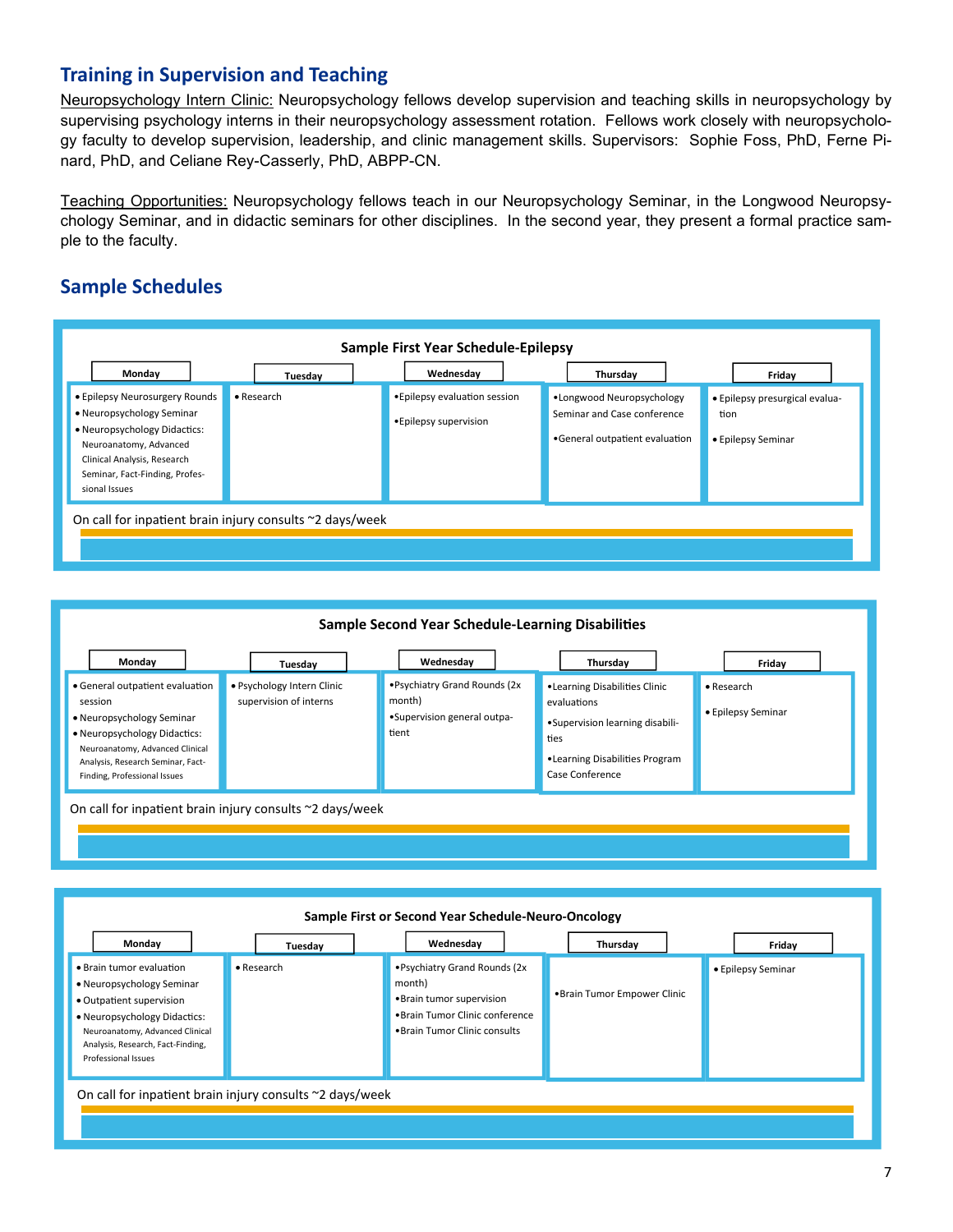## Training in Supervision and Teaching

Neuropsychology Intern Clinic: Neuropsychology fellows develop supervision and teaching skills in neuropsychology by supervising psychology interns in their neuropsychology assessment rotation. Fellows work closely with neuropsychology faculty to develop supervision, leadership, and clinic management skills. Supervisors: Sophie Foss, PhD, Ferne Pinard, PhD, and Celiane Rey-Casserly, PhD, ABPP-CN.

Teaching Opportunities: Neuropsychology fellows teach in our Neuropsychology Seminar, in the Longwood Neuropsychology Seminar, and in didactic seminars for other disciplines. In the second year, they present a formal practice sample to the faculty.

## Sample Schedules

**Sample First Year Schedule-Epilepsy**

| Monday | Tuesday | Wednesday | Thursday | Friday |
|---|---|---|---|---|
| • Epilepsy Neurosurgery Rounds<br>• Neuropsychology Seminar<br>• Neuropsychology Didactics: Neuroanatomy, Advanced Clinical Analysis, Research Seminar, Fact-Finding, Professional Issues | • Research | • Epilepsy evaluation session<br>• Epilepsy supervision | • Longwood Neuropsychology Seminar and Case conference<br>• General outpatient evaluation | • Epilepsy presurgical evaluation<br>• Epilepsy Seminar |

On call for inpatient brain injury consults ~2 days/week

**Sample Second Year Schedule-Learning Disabilities**

| Monday | Tuesday | Wednesday | Thursday | Friday |
|---|---|---|---|---|
| • General outpatient evaluation session<br>• Neuropsychology Seminar<br>• Neuropsychology Didactics: Neuroanatomy, Advanced Clinical Analysis, Research Seminar, Fact-Finding, Professional Issues | • Psychology Intern Clinic supervision of interns | • Psychiatry Grand Rounds (2x month)<br>• Supervision general outpatient | • Learning Disabilities Clinic evaluations<br>• Supervision learning disabilities<br>• Learning Disabilities Program Case Conference | • Research<br>• Epilepsy Seminar |

On call for inpatient brain injury consults ~2 days/week

**Sample First or Second Year Schedule-Neuro-Oncology**

| Monday | Tuesday | Wednesday | Thursday | Friday |
|---|---|---|---|---|
| • Brain tumor evaluation<br>• Neuropsychology Seminar<br>• Outpatient supervision<br>• Neuropsychology Didactics: Neuroanatomy, Advanced Clinical Analysis, Research, Fact-Finding, Professional Issues | • Research | • Psychiatry Grand Rounds (2x month)<br>• Brain tumor supervision<br>• Brain Tumor Clinic conference<br>• Brain Tumor Clinic consults | • Brain Tumor Empower Clinic | • Epilepsy Seminar |

On call for inpatient brain injury consults ~2 days/week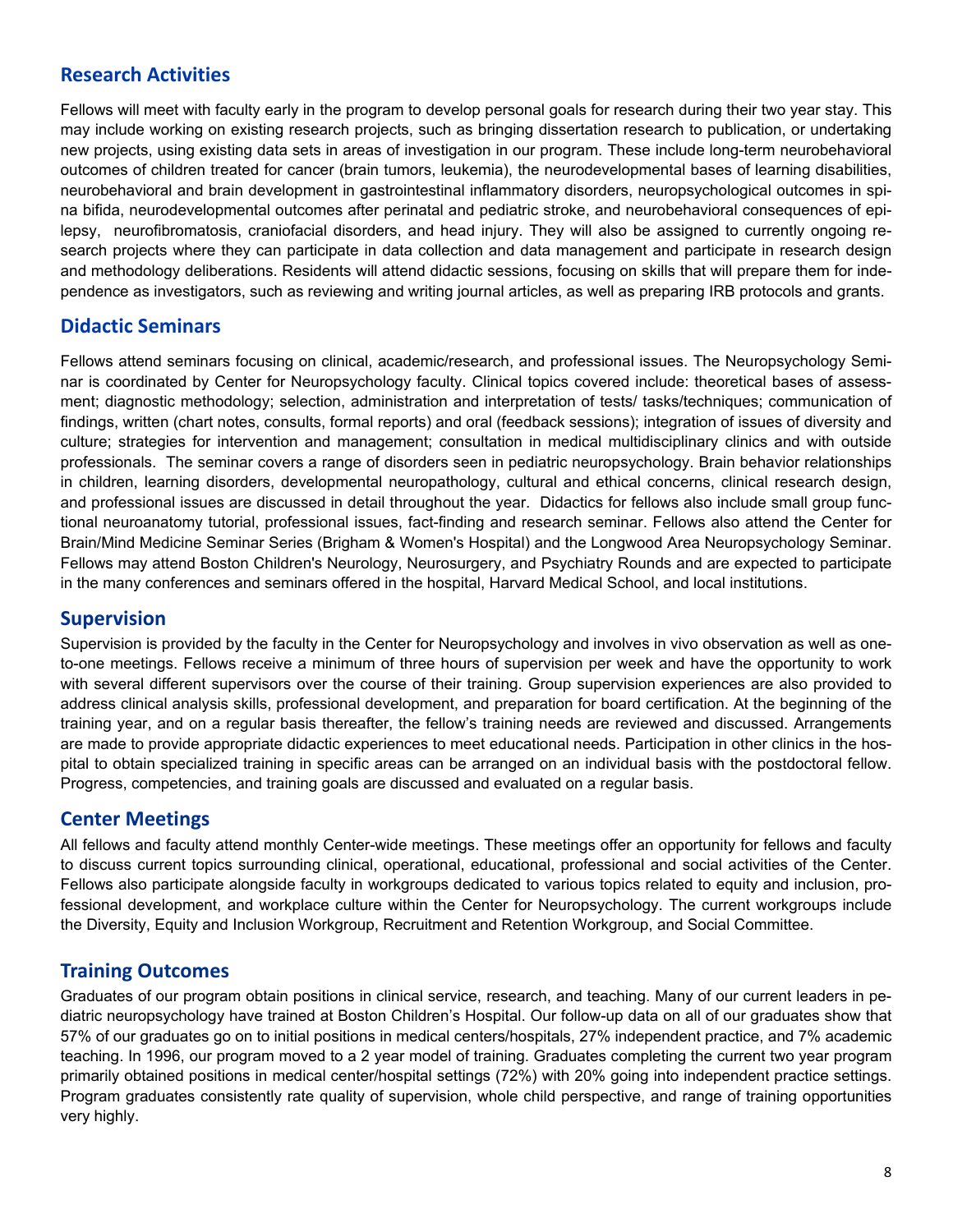## Research Activities

Fellows will meet with faculty early in the program to develop personal goals for research during their two year stay. This may include working on existing research projects, such as bringing dissertation research to publication, or undertaking new projects, using existing data sets in areas of investigation in our program. These include long-term neurobehavioral outcomes of children treated for cancer (brain tumors, leukemia), the neurodevelopmental bases of learning disabilities, neurobehavioral and brain development in gastrointestinal inflammatory disorders, neuropsychological outcomes in spina bifida, neurodevelopmental outcomes after perinatal and pediatric stroke, and neurobehavioral consequences of epilepsy, neurofibromatosis, craniofacial disorders, and head injury. They will also be assigned to currently ongoing research projects where they can participate in data collection and data management and participate in research design and methodology deliberations. Residents will attend didactic sessions, focusing on skills that will prepare them for independence as investigators, such as reviewing and writing journal articles, as well as preparing IRB protocols and grants.

## Didactic Seminars

Fellows attend seminars focusing on clinical, academic/research, and professional issues. The Neuropsychology Seminar is coordinated by Center for Neuropsychology faculty. Clinical topics covered include: theoretical bases of assessment; diagnostic methodology; selection, administration and interpretation of tests/ tasks/techniques; communication of findings, written (chart notes, consults, formal reports) and oral (feedback sessions); integration of issues of diversity and culture; strategies for intervention and management; consultation in medical multidisciplinary clinics and with outside professionals. The seminar covers a range of disorders seen in pediatric neuropsychology. Brain behavior relationships in children, learning disorders, developmental neuropathology, cultural and ethical concerns, clinical research design, and professional issues are discussed in detail throughout the year. Didactics for fellows also include small group functional neuroanatomy tutorial, professional issues, fact-finding and research seminar. Fellows also attend the Center for Brain/Mind Medicine Seminar Series (Brigham & Women's Hospital) and the Longwood Area Neuropsychology Seminar. Fellows may attend Boston Children's Neurology, Neurosurgery, and Psychiatry Rounds and are expected to participate in the many conferences and seminars offered in the hospital, Harvard Medical School, and local institutions.

## Supervision

Supervision is provided by the faculty in the Center for Neuropsychology and involves in vivo observation as well as one-to-one meetings. Fellows receive a minimum of three hours of supervision per week and have the opportunity to work with several different supervisors over the course of their training. Group supervision experiences are also provided to address clinical analysis skills, professional development, and preparation for board certification. At the beginning of the training year, and on a regular basis thereafter, the fellow's training needs are reviewed and discussed. Arrangements are made to provide appropriate didactic experiences to meet educational needs. Participation in other clinics in the hospital to obtain specialized training in specific areas can be arranged on an individual basis with the postdoctoral fellow. Progress, competencies, and training goals are discussed and evaluated on a regular basis.

## Center Meetings

All fellows and faculty attend monthly Center-wide meetings. These meetings offer an opportunity for fellows and faculty to discuss current topics surrounding clinical, operational, educational, professional and social activities of the Center. Fellows also participate alongside faculty in workgroups dedicated to various topics related to equity and inclusion, professional development, and workplace culture within the Center for Neuropsychology. The current workgroups include the Diversity, Equity and Inclusion Workgroup, Recruitment and Retention Workgroup, and Social Committee.

## Training Outcomes

Graduates of our program obtain positions in clinical service, research, and teaching. Many of our current leaders in pediatric neuropsychology have trained at Boston Children's Hospital. Our follow-up data on all of our graduates show that 57% of our graduates go on to initial positions in medical centers/hospitals, 27% independent practice, and 7% academic teaching. In 1996, our program moved to a 2 year model of training. Graduates completing the current two year program primarily obtained positions in medical center/hospital settings (72%) with 20% going into independent practice settings. Program graduates consistently rate quality of supervision, whole child perspective, and range of training opportunities very highly.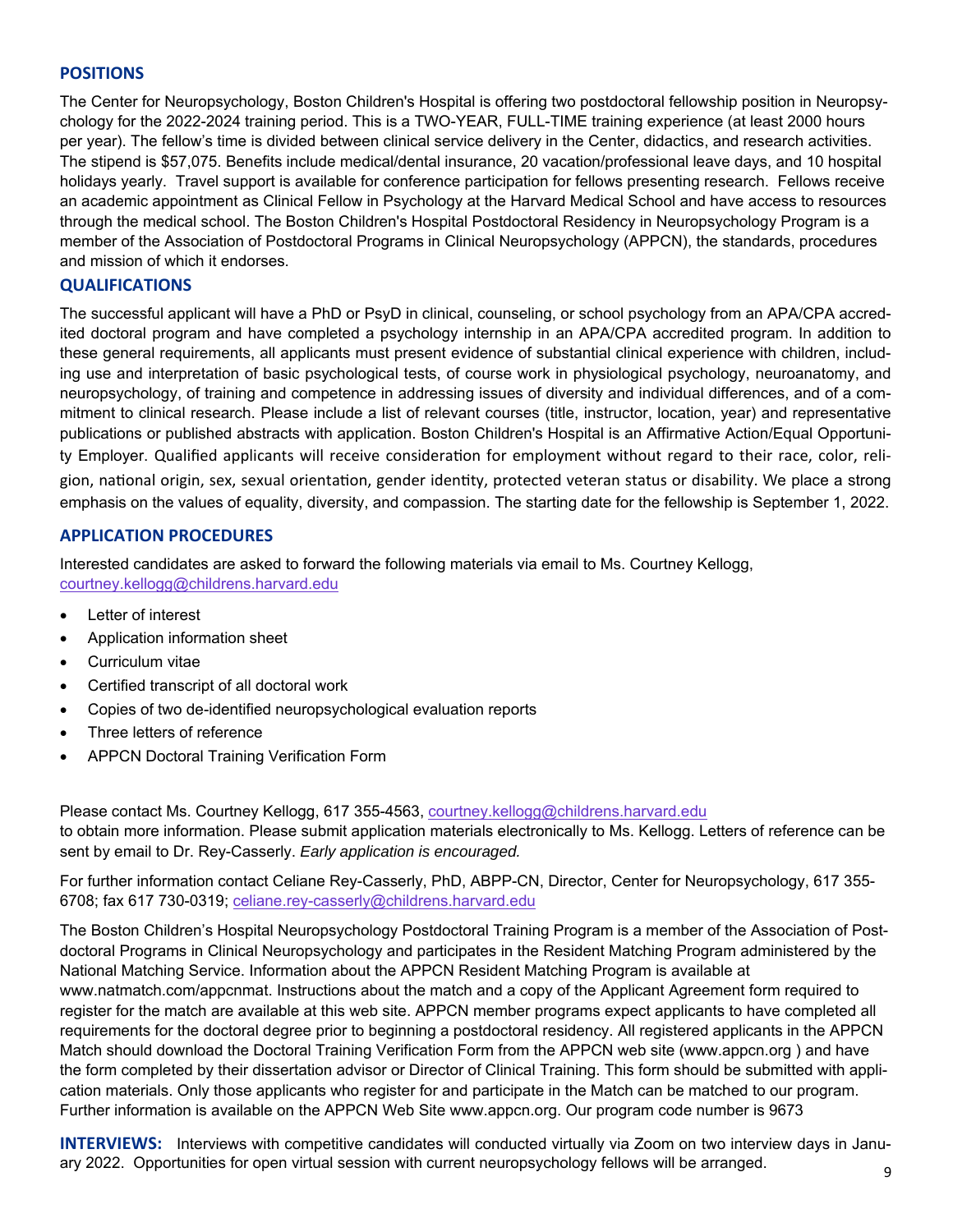## POSITIONS

The Center for Neuropsychology, Boston Children's Hospital is offering two postdoctoral fellowship position in Neuropsychology for the 2022-2024 training period. This is a TWO-YEAR, FULL-TIME training experience (at least 2000 hours per year). The fellow's time is divided between clinical service delivery in the Center, didactics, and research activities. The stipend is $57,075. Benefits include medical/dental insurance, 20 vacation/professional leave days, and 10 hospital holidays yearly. Travel support is available for conference participation for fellows presenting research. Fellows receive an academic appointment as Clinical Fellow in Psychology at the Harvard Medical School and have access to resources through the medical school. The Boston Children's Hospital Postdoctoral Residency in Neuropsychology Program is a member of the Association of Postdoctoral Programs in Clinical Neuropsychology (APPCN), the standards, procedures and mission of which it endorses.

## QUALIFICATIONS

The successful applicant will have a PhD or PsyD in clinical, counseling, or school psychology from an APA/CPA accredited doctoral program and have completed a psychology internship in an APA/CPA accredited program. In addition to these general requirements, all applicants must present evidence of substantial clinical experience with children, including use and interpretation of basic psychological tests, of course work in physiological psychology, neuroanatomy, and neuropsychology, of training and competence in addressing issues of diversity and individual differences, and of a commitment to clinical research. Please include a list of relevant courses (title, instructor, location, year) and representative publications or published abstracts with application. Boston Children's Hospital is an Affirmative Action/Equal Opportunity Employer. Qualified applicants will receive consideration for employment without regard to their race, color, religion, national origin, sex, sexual orientation, gender identity, protected veteran status or disability. We place a strong emphasis on the values of equality, diversity, and compassion. The starting date for the fellowship is September 1, 2022.

## APPLICATION PROCEDURES

Interested candidates are asked to forward the following materials via email to Ms. Courtney Kellogg, courtney.kellogg@childrens.harvard.edu

- Letter of interest
- Application information sheet
- Curriculum vitae
- Certified transcript of all doctoral work
- Copies of two de-identified neuropsychological evaluation reports
- Three letters of reference
- APPCN Doctoral Training Verification Form

Please contact Ms. Courtney Kellogg, 617 355-4563, courtney.kellogg@childrens.harvard.edu to obtain more information. Please submit application materials electronically to Ms. Kellogg. Letters of reference can be sent by email to Dr. Rey-Casserly. *Early application is encouraged.*

For further information contact Celiane Rey-Casserly, PhD, ABPP-CN, Director, Center for Neuropsychology, 617 355-6708; fax 617 730-0319; celiane.rey-casserly@childrens.harvard.edu

The Boston Children's Hospital Neuropsychology Postdoctoral Training Program is a member of the Association of Postdoctoral Programs in Clinical Neuropsychology and participates in the Resident Matching Program administered by the National Matching Service. Information about the APPCN Resident Matching Program is available at www.natmatch.com/appcnmat. Instructions about the match and a copy of the Applicant Agreement form required to register for the match are available at this web site. APPCN member programs expect applicants to have completed all requirements for the doctoral degree prior to beginning a postdoctoral residency. All registered applicants in the APPCN Match should download the Doctoral Training Verification Form from the APPCN web site (www.appcn.org ) and have the form completed by their dissertation advisor or Director of Clinical Training. This form should be submitted with application materials. Only those applicants who register for and participate in the Match can be matched to our program. Further information is available on the APPCN Web Site www.appcn.org. Our program code number is 9673

**INTERVIEWS:** Interviews with competitive candidates will conducted virtually via Zoom on two interview days in January 2022. Opportunities for open virtual session with current neuropsychology fellows will be arranged.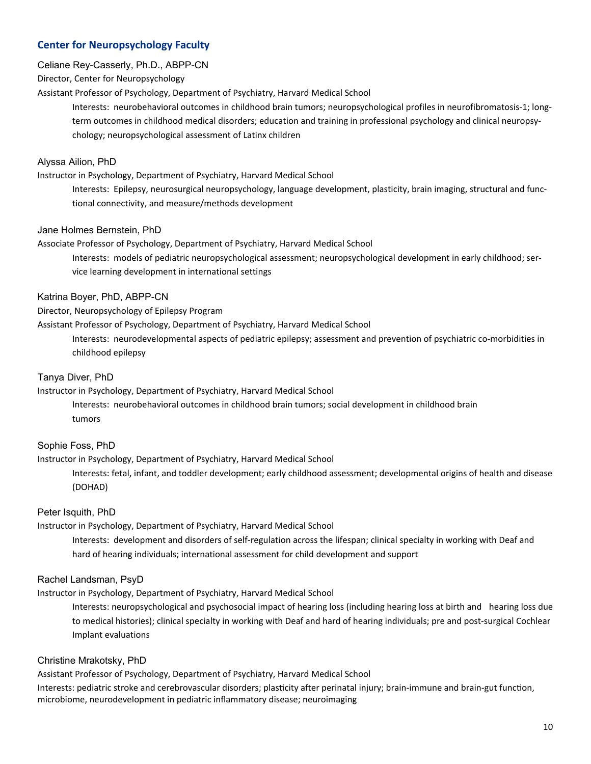## Center for Neuropsychology Faculty

Celiane Rey-Casserly, Ph.D., ABPP-CN

Director, Center for Neuropsychology

Assistant Professor of Psychology, Department of Psychiatry, Harvard Medical School

> Interests: neurobehavioral outcomes in childhood brain tumors; neuropsychological profiles in neurofibromatosis-1; long-term outcomes in childhood medical disorders; education and training in professional psychology and clinical neuropsychology; neuropsychological assessment of Latinx children

Alyssa Ailion, PhD

Instructor in Psychology, Department of Psychiatry, Harvard Medical School

> Interests: Epilepsy, neurosurgical neuropsychology, language development, plasticity, brain imaging, structural and functional connectivity, and measure/methods development

Jane Holmes Bernstein, PhD

Associate Professor of Psychology, Department of Psychiatry, Harvard Medical School

> Interests: models of pediatric neuropsychological assessment; neuropsychological development in early childhood; service learning development in international settings

Katrina Boyer, PhD, ABPP-CN

Director, Neuropsychology of Epilepsy Program

Assistant Professor of Psychology, Department of Psychiatry, Harvard Medical School

> Interests: neurodevelopmental aspects of pediatric epilepsy; assessment and prevention of psychiatric co-morbidities in childhood epilepsy

Tanya Diver, PhD

Instructor in Psychology, Department of Psychiatry, Harvard Medical School

> Interests: neurobehavioral outcomes in childhood brain tumors; social development in childhood brain tumors

Sophie Foss, PhD

Instructor in Psychology, Department of Psychiatry, Harvard Medical School

> Interests: fetal, infant, and toddler development; early childhood assessment; developmental origins of health and disease (DOHAD)

Peter Isquith, PhD

Instructor in Psychology, Department of Psychiatry, Harvard Medical School

> Interests: development and disorders of self-regulation across the lifespan; clinical specialty in working with Deaf and hard of hearing individuals; international assessment for child development and support

Rachel Landsman, PsyD

Instructor in Psychology, Department of Psychiatry, Harvard Medical School

> Interests: neuropsychological and psychosocial impact of hearing loss (including hearing loss at birth and hearing loss due to medical histories); clinical specialty in working with Deaf and hard of hearing individuals; pre and post-surgical Cochlear Implant evaluations

Christine Mrakotsky, PhD

Assistant Professor of Psychology, Department of Psychiatry, Harvard Medical School

Interests: pediatric stroke and cerebrovascular disorders; plasticity after perinatal injury; brain-immune and brain-gut function, microbiome, neurodevelopment in pediatric inflammatory disease; neuroimaging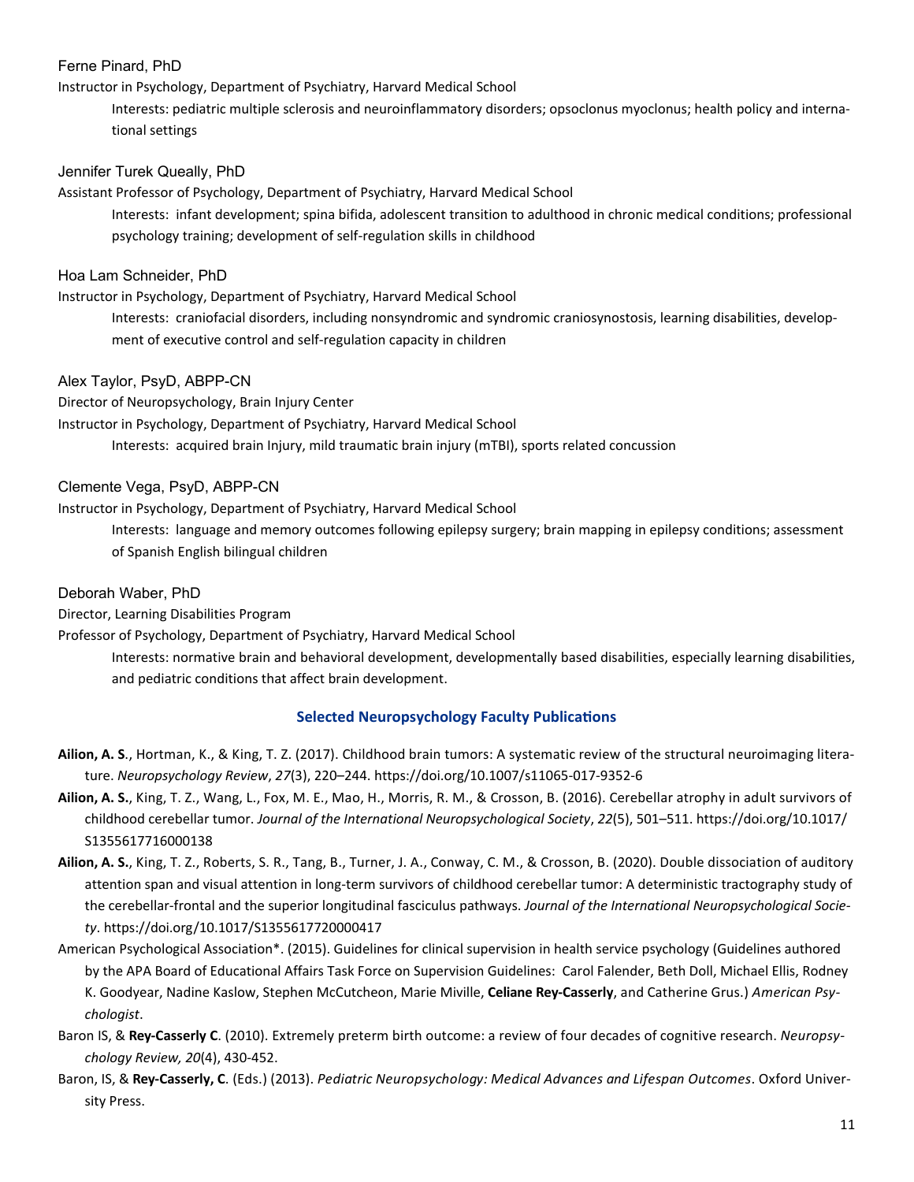Ferne Pinard, PhD

Instructor in Psychology, Department of Psychiatry, Harvard Medical School

Interests: pediatric multiple sclerosis and neuroinflammatory disorders; opsoclonus myoclonus; health policy and international settings

Jennifer Turek Queally, PhD

Assistant Professor of Psychology, Department of Psychiatry, Harvard Medical School

Interests: infant development; spina bifida, adolescent transition to adulthood in chronic medical conditions; professional psychology training; development of self-regulation skills in childhood

Hoa Lam Schneider, PhD

Instructor in Psychology, Department of Psychiatry, Harvard Medical School

Interests: craniofacial disorders, including nonsyndromic and syndromic craniosynostosis, learning disabilities, development of executive control and self-regulation capacity in children

Alex Taylor, PsyD, ABPP-CN

Director of Neuropsychology, Brain Injury Center

Instructor in Psychology, Department of Psychiatry, Harvard Medical School

Interests: acquired brain Injury, mild traumatic brain injury (mTBI), sports related concussion

Clemente Vega, PsyD, ABPP-CN

Instructor in Psychology, Department of Psychiatry, Harvard Medical School

Interests: language and memory outcomes following epilepsy surgery; brain mapping in epilepsy conditions; assessment of Spanish English bilingual children

Deborah Waber, PhD

Director, Learning Disabilities Program

Professor of Psychology, Department of Psychiatry, Harvard Medical School

Interests: normative brain and behavioral development, developmentally based disabilities, especially learning disabilities, and pediatric conditions that affect brain development.

## Selected Neuropsychology Faculty Publications

**Ailion, A. S**., Hortman, K., & King, T. Z. (2017). Childhood brain tumors: A systematic review of the structural neuroimaging literature. *Neuropsychology Review*, *27*(3), 220–244. https://doi.org/10.1007/s11065-017-9352-6

**Ailion, A. S.**, King, T. Z., Wang, L., Fox, M. E., Mao, H., Morris, R. M., & Crosson, B. (2016). Cerebellar atrophy in adult survivors of childhood cerebellar tumor. *Journal of the International Neuropsychological Society*, *22*(5), 501–511. https://doi.org/10.1017/S1355617716000138

**Ailion, A. S.**, King, T. Z., Roberts, S. R., Tang, B., Turner, J. A., Conway, C. M., & Crosson, B. (2020). Double dissociation of auditory attention span and visual attention in long-term survivors of childhood cerebellar tumor: A deterministic tractography study of the cerebellar-frontal and the superior longitudinal fasciculus pathways. *Journal of the International Neuropsychological Society*. https://doi.org/10.1017/S1355617720000417

American Psychological Association*. (2015). Guidelines for clinical supervision in health service psychology (Guidelines authored by the APA Board of Educational Affairs Task Force on Supervision Guidelines: Carol Falender, Beth Doll, Michael Ellis, Rodney K. Goodyear, Nadine Kaslow, Stephen McCutcheon, Marie Miville, **Celiane Rey-Casserly**, and Catherine Grus.) *American Psychologist*.

Baron IS, & **Rey-Casserly C**. (2010). Extremely preterm birth outcome: a review of four decades of cognitive research. *Neuropsychology Review, 20*(4), 430-452.

Baron, IS, & **Rey-Casserly, C**. (Eds.) (2013). *Pediatric Neuropsychology: Medical Advances and Lifespan Outcomes*. Oxford University Press.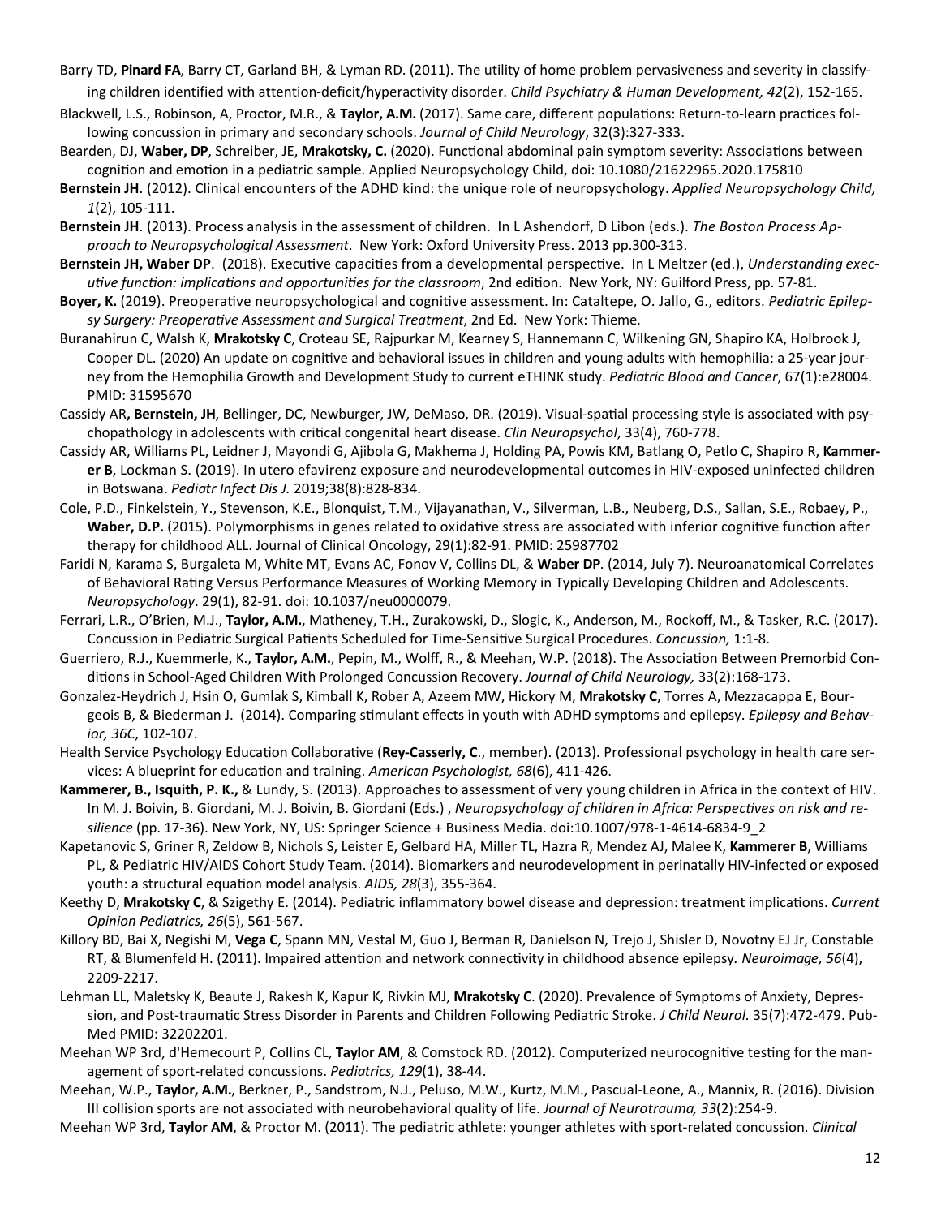Barry TD, **Pinard FA**, Barry CT, Garland BH, & Lyman RD. (2011). The utility of home problem pervasiveness and severity in classifying children identified with attention-deficit/hyperactivity disorder. *Child Psychiatry & Human Development, 42*(2), 152-165.

Blackwell, L.S., Robinson, A, Proctor, M.R., & **Taylor, A.M.** (2017). Same care, different populations: Return-to-learn practices following concussion in primary and secondary schools. *Journal of Child Neurology*, 32(3):327-333.

Bearden, DJ, **Waber, DP**, Schreiber, JE, **Mrakotsky, C.** (2020). Functional abdominal pain symptom severity: Associations between cognition and emotion in a pediatric sample. Applied Neuropsychology Child, doi: 10.1080/21622965.2020.175810

**Bernstein JH**. (2012). Clinical encounters of the ADHD kind: the unique role of neuropsychology. *Applied Neuropsychology Child, 1*(2), 105-111.

**Bernstein JH**. (2013). Process analysis in the assessment of children. In L Ashendorf, D Libon (eds.). *The Boston Process Approach to Neuropsychological Assessment*. New York: Oxford University Press. 2013 pp.300-313.

**Bernstein JH, Waber DP**. (2018). Executive capacities from a developmental perspective. In L Meltzer (ed.), *Understanding executive function: implications and opportunities for the classroom*, 2nd edition. New York, NY: Guilford Press, pp. 57-81.

**Boyer, K.** (2019). Preoperative neuropsychological and cognitive assessment. In: Cataltepe, O. Jallo, G., editors. *Pediatric Epilepsy Surgery: Preoperative Assessment and Surgical Treatment*, 2nd Ed. New York: Thieme.

Buranahirun C, Walsh K, **Mrakotsky C**, Croteau SE, Rajpurkar M, Kearney S, Hannemann C, Wilkening GN, Shapiro KA, Holbrook J, Cooper DL. (2020) An update on cognitive and behavioral issues in children and young adults with hemophilia: a 25-year journey from the Hemophilia Growth and Development Study to current eTHINK study. *Pediatric Blood and Cancer*, 67(1):e28004. PMID: 31595670

Cassidy AR**, Bernstein, JH**, Bellinger, DC, Newburger, JW, DeMaso, DR. (2019). Visual-spatial processing style is associated with psychopathology in adolescents with critical congenital heart disease. *Clin Neuropsychol*, 33(4), 760-778.

Cassidy AR, Williams PL, Leidner J, Mayondi G, Ajibola G, Makhema J, Holding PA, Powis KM, Batlang O, Petlo C, Shapiro R, **Kammerer B**, Lockman S. (2019). In utero efavirenz exposure and neurodevelopmental outcomes in HIV-exposed uninfected children in Botswana. *Pediatr Infect Dis J.* 2019;38(8):828-834.

Cole, P.D., Finkelstein, Y., Stevenson, K.E., Blonquist, T.M., Vijayanathan, V., Silverman, L.B., Neuberg, D.S., Sallan, S.E., Robaey, P., **Waber, D.P.** (2015). Polymorphisms in genes related to oxidative stress are associated with inferior cognitive function after therapy for childhood ALL. Journal of Clinical Oncology, 29(1):82-91. PMID: 25987702

Faridi N, Karama S, Burgaleta M, White MT, Evans AC, Fonov V, Collins DL, & **Waber DP**. (2014, July 7). Neuroanatomical Correlates of Behavioral Rating Versus Performance Measures of Working Memory in Typically Developing Children and Adolescents. *Neuropsychology*. 29(1), 82-91. doi: 10.1037/neu0000079.

Ferrari, L.R., O'Brien, M.J., **Taylor, A.M.**, Matheney, T.H., Zurakowski, D., Slogic, K., Anderson, M., Rockoff, M., & Tasker, R.C. (2017). Concussion in Pediatric Surgical Patients Scheduled for Time-Sensitive Surgical Procedures. *Concussion,* 1:1-8.

Guerriero, R.J., Kuemmerle, K., **Taylor, A.M.**, Pepin, M., Wolff, R., & Meehan, W.P. (2018). The Association Between Premorbid Conditions in School-Aged Children With Prolonged Concussion Recovery. *Journal of Child Neurology,* 33(2):168-173.

Gonzalez-Heydrich J, Hsin O, Gumlak S, Kimball K, Rober A, Azeem MW, Hickory M, **Mrakotsky C**, Torres A, Mezzacappa E, Bourgeois B, & Biederman J. (2014). Comparing stimulant effects in youth with ADHD symptoms and epilepsy. *Epilepsy and Behavior, 36C*, 102-107.

Health Service Psychology Education Collaborative (**Rey-Casserly, C**., member). (2013). Professional psychology in health care services: A blueprint for education and training. *American Psychologist, 68*(6), 411-426.

**Kammerer, B., Isquith, P. K.,** & Lundy, S. (2013). Approaches to assessment of very young children in Africa in the context of HIV. In M. J. Boivin, B. Giordani, M. J. Boivin, B. Giordani (Eds.) , *Neuropsychology of children in Africa: Perspectives on risk and resilience* (pp. 17-36). New York, NY, US: Springer Science + Business Media. doi:10.1007/978-1-4614-6834-9_2

Kapetanovic S, Griner R, Zeldow B, Nichols S, Leister E, Gelbard HA, Miller TL, Hazra R, Mendez AJ, Malee K, **Kammerer B**, Williams PL, & Pediatric HIV/AIDS Cohort Study Team. (2014). Biomarkers and neurodevelopment in perinatally HIV-infected or exposed youth: a structural equation model analysis. *AIDS, 28*(3), 355-364.

Keethy D, **Mrakotsky C**, & Szigethy E. (2014). Pediatric inflammatory bowel disease and depression: treatment implications. *Current Opinion Pediatrics, 26*(5), 561-567.

Killory BD, Bai X, Negishi M, **Vega C**, Spann MN, Vestal M, Guo J, Berman R, Danielson N, Trejo J, Shisler D, Novotny EJ Jr, Constable RT, & Blumenfeld H. (2011). Impaired attention and network connectivity in childhood absence epilepsy. *Neuroimage, 56*(4), 2209-2217.

Lehman LL, Maletsky K, Beaute J, Rakesh K, Kapur K, Rivkin MJ, **Mrakotsky C**. (2020). Prevalence of Symptoms of Anxiety, Depression, and Post-traumatic Stress Disorder in Parents and Children Following Pediatric Stroke. *J Child Neurol.* 35(7):472-479. PubMed PMID: 32202201.

Meehan WP 3rd, d'Hemecourt P, Collins CL, **Taylor AM**, & Comstock RD. (2012). Computerized neurocognitive testing for the management of sport-related concussions. *Pediatrics, 129*(1), 38-44.

Meehan, W.P., **Taylor, A.M.**, Berkner, P., Sandstrom, N.J., Peluso, M.W., Kurtz, M.M., Pascual-Leone, A., Mannix, R. (2016). Division III collision sports are not associated with neurobehavioral quality of life. *Journal of Neurotrauma, 33*(2):254-9.

Meehan WP 3rd, **Taylor AM**, & Proctor M. (2011). The pediatric athlete: younger athletes with sport-related concussion. *Clinical*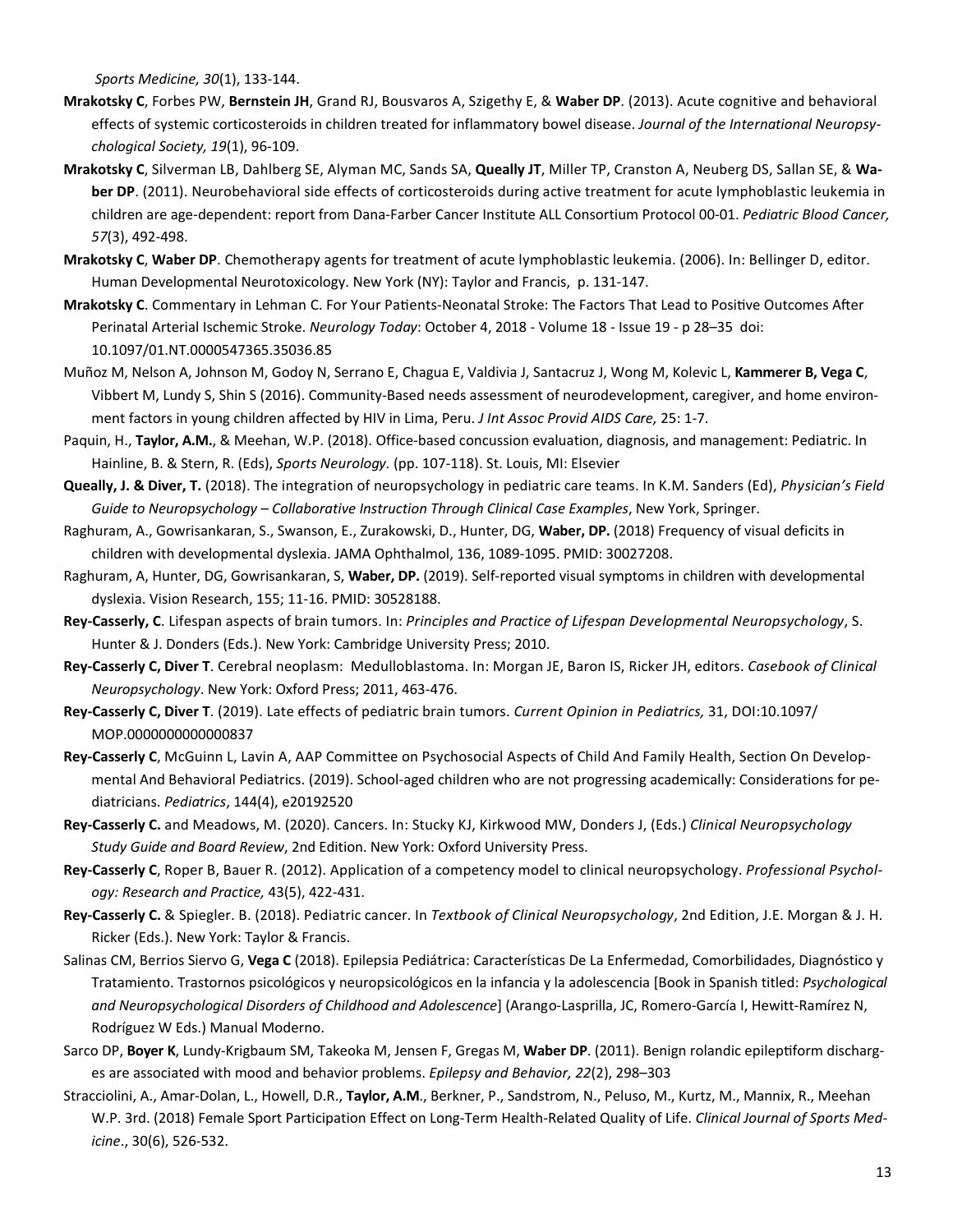*Sports Medicine, 30*(1), 133-144.

**Mrakotsky C**, Forbes PW, **Bernstein JH**, Grand RJ, Bousvaros A, Szigethy E, & **Waber DP**. (2013). Acute cognitive and behavioral effects of systemic corticosteroids in children treated for inflammatory bowel disease. *Journal of the International Neuropsychological Society, 19*(1), 96-109.

**Mrakotsky C**, Silverman LB, Dahlberg SE, Alyman MC, Sands SA, **Queally JT**, Miller TP, Cranston A, Neuberg DS, Sallan SE, & **Waber DP**. (2011). Neurobehavioral side effects of corticosteroids during active treatment for acute lymphoblastic leukemia in children are age-dependent: report from Dana-Farber Cancer Institute ALL Consortium Protocol 00-01. *Pediatric Blood Cancer, 57*(3), 492-498.

**Mrakotsky C**, **Waber DP**. Chemotherapy agents for treatment of acute lymphoblastic leukemia. (2006). In: Bellinger D, editor. Human Developmental Neurotoxicology. New York (NY): Taylor and Francis, p. 131-147.

**Mrakotsky C**. Commentary in Lehman C. For Your Patients-Neonatal Stroke: The Factors That Lead to Positive Outcomes After Perinatal Arterial Ischemic Stroke. *Neurology Today*: October 4, 2018 - Volume 18 - Issue 19 - p 28–35 doi: 10.1097/01.NT.0000547365.35036.85

Muñoz M, Nelson A, Johnson M, Godoy N, Serrano E, Chagua E, Valdivia J, Santacruz J, Wong M, Kolevic L, **Kammerer B, Vega C**, Vibbert M, Lundy S, Shin S (2016). Community-Based needs assessment of neurodevelopment, caregiver, and home environment factors in young children affected by HIV in Lima, Peru. *J Int Assoc Provid AIDS Care,* 25: 1-7.

Paquin, H., **Taylor, A.M.**, & Meehan, W.P. (2018). Office-based concussion evaluation, diagnosis, and management: Pediatric. In Hainline, B. & Stern, R. (Eds), *Sports Neurology.* (pp. 107-118). St. Louis, MI: Elsevier

**Queally, J. & Diver, T.** (2018). The integration of neuropsychology in pediatric care teams. In K.M. Sanders (Ed), *Physician's Field Guide to Neuropsychology – Collaborative Instruction Through Clinical Case Examples*, New York, Springer.

Raghuram, A., Gowrisankaran, S., Swanson, E., Zurakowski, D., Hunter, DG, **Waber, DP.** (2018) Frequency of visual deficits in children with developmental dyslexia. JAMA Ophthalmol, 136, 1089-1095. PMID: 30027208.

Raghuram, A, Hunter, DG, Gowrisankaran, S, **Waber, DP.** (2019). Self-reported visual symptoms in children with developmental dyslexia. Vision Research, 155; 11-16. PMID: 30528188.

**Rey-Casserly, C**. Lifespan aspects of brain tumors. In: *Principles and Practice of Lifespan Developmental Neuropsychology*, S. Hunter & J. Donders (Eds.). New York: Cambridge University Press; 2010.

**Rey-Casserly C, Diver T**. Cerebral neoplasm: Medulloblastoma. In: Morgan JE, Baron IS, Ricker JH, editors. *Casebook of Clinical Neuropsychology*. New York: Oxford Press; 2011, 463-476.

**Rey-Casserly C, Diver T**. (2019). Late effects of pediatric brain tumors. *Current Opinion in Pediatrics,* 31, DOI:10.1097/MOP.0000000000000837

**Rey-Casserly C**, McGuinn L, Lavin A, AAP Committee on Psychosocial Aspects of Child And Family Health, Section On Developmental And Behavioral Pediatrics. (2019). School-aged children who are not progressing academically: Considerations for pediatricians. *Pediatrics*, 144(4), e20192520

**Rey-Casserly C.** and Meadows, M. (2020). Cancers. In: Stucky KJ, Kirkwood MW, Donders J, (Eds.) *Clinical Neuropsychology Study Guide and Board Review*, 2nd Edition. New York: Oxford University Press.

**Rey-Casserly C**, Roper B, Bauer R. (2012). Application of a competency model to clinical neuropsychology. *Professional Psychology: Research and Practice,* 43(5), 422-431.

**Rey-Casserly C.** & Spiegler. B. (2018). Pediatric cancer. In *Textbook of Clinical Neuropsychology*, 2nd Edition, J.E. Morgan & J. H. Ricker (Eds.). New York: Taylor & Francis.

Salinas CM, Berrios Siervo G, **Vega C** (2018). Epilepsia Pediátrica: Características De La Enfermedad, Comorbilidades, Diagnóstico y Tratamiento. Trastornos psicológicos y neuropsicológicos en la infancia y la adolescencia [Book in Spanish titled: *Psychological and Neuropsychological Disorders of Childhood and Adolescence*] (Arango-Lasprilla, JC, Romero-García I, Hewitt-Ramírez N, Rodríguez W Eds.) Manual Moderno.

Sarco DP, **Boyer K**, Lundy-Krigbaum SM, Takeoka M, Jensen F, Gregas M, **Waber DP**. (2011). Benign rolandic epileptiform discharges are associated with mood and behavior problems. *Epilepsy and Behavior, 22*(2), 298–303

Stracciolini, A., Amar-Dolan, L., Howell, D.R., **Taylor, A.M.**, Berkner, P., Sandstrom, N., Peluso, M., Kurtz, M., Mannix, R., Meehan W.P. 3rd. (2018) Female Sport Participation Effect on Long-Term Health-Related Quality of Life. *Clinical Journal of Sports Medicine*., 30(6), 526-532.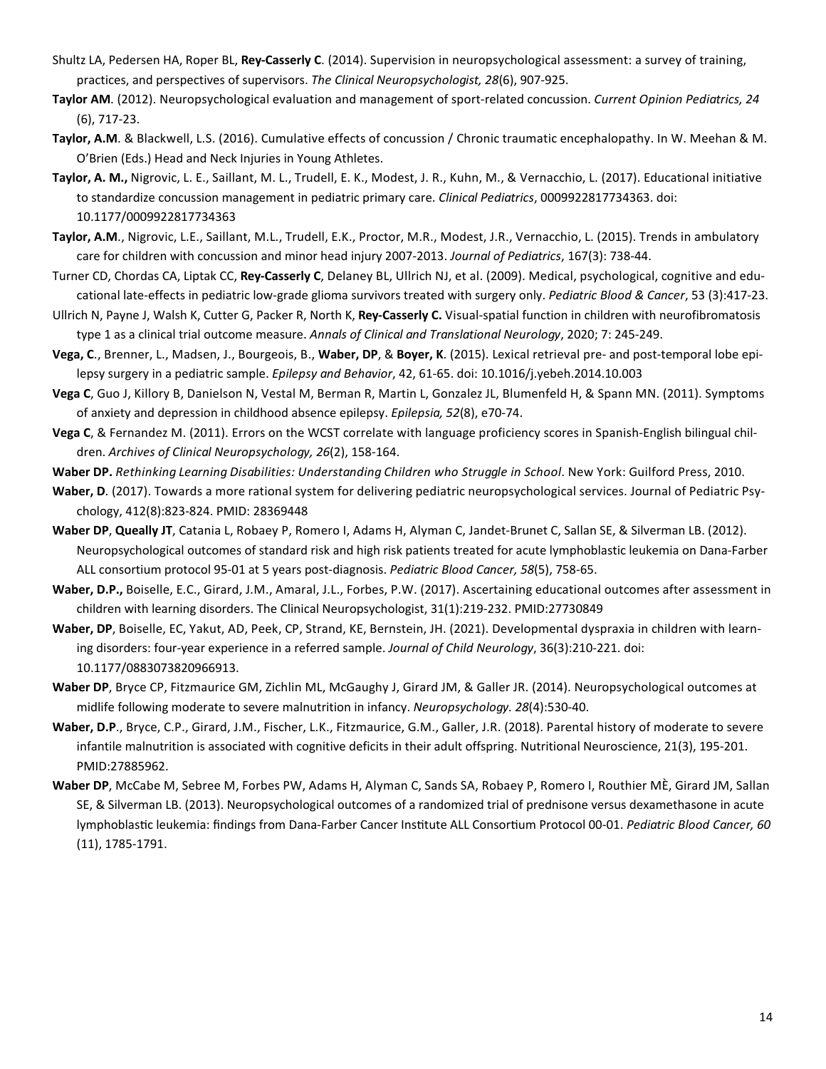Shultz LA, Pedersen HA, Roper BL, **Rey-Casserly C**. (2014). Supervision in neuropsychological assessment: a survey of training, practices, and perspectives of supervisors. *The Clinical Neuropsychologist, 28*(6), 907-925.

**Taylor AM**. (2012). Neuropsychological evaluation and management of sport-related concussion. *Current Opinion Pediatrics, 24* (6), 717-23.

**Taylor, A.M**. & Blackwell, L.S. (2016). Cumulative effects of concussion / Chronic traumatic encephalopathy. In W. Meehan & M. O'Brien (Eds.) Head and Neck Injuries in Young Athletes.

**Taylor, A. M.,** Nigrovic, L. E., Saillant, M. L., Trudell, E. K., Modest, J. R., Kuhn, M., & Vernacchio, L. (2017). Educational initiative to standardize concussion management in pediatric primary care. *Clinical Pediatrics*, 0009922817734363. doi: 10.1177/0009922817734363

**Taylor, A.M**., Nigrovic, L.E., Saillant, M.L., Trudell, E.K., Proctor, M.R., Modest, J.R., Vernacchio, L. (2015). Trends in ambulatory care for children with concussion and minor head injury 2007-2013. *Journal of Pediatrics*, 167(3): 738-44.

Turner CD, Chordas CA, Liptak CC, **Rey-Casserly C**, Delaney BL, Ullrich NJ, et al. (2009). Medical, psychological, cognitive and educational late-effects in pediatric low-grade glioma survivors treated with surgery only. *Pediatric Blood & Cancer*, 53 (3):417-23.

Ullrich N, Payne J, Walsh K, Cutter G, Packer R, North K, **Rey-Casserly C.** Visual-spatial function in children with neurofibromatosis type 1 as a clinical trial outcome measure. *Annals of Clinical and Translational Neurology*, 2020; 7: 245-249.

**Vega, C**., Brenner, L., Madsen, J., Bourgeois, B., **Waber, DP**, & **Boyer, K**. (2015). Lexical retrieval pre- and post-temporal lobe epilepsy surgery in a pediatric sample. *Epilepsy and Behavior*, 42, 61-65. doi: 10.1016/j.yebeh.2014.10.003

**Vega C**, Guo J, Killory B, Danielson N, Vestal M, Berman R, Martin L, Gonzalez JL, Blumenfeld H, & Spann MN. (2011). Symptoms of anxiety and depression in childhood absence epilepsy. *Epilepsia, 52*(8), e70-74.

**Vega C**, & Fernandez M. (2011). Errors on the WCST correlate with language proficiency scores in Spanish-English bilingual children. *Archives of Clinical Neuropsychology, 26*(2), 158-164.

**Waber DP.** *Rethinking Learning Disabilities: Understanding Children who Struggle in School*. New York: Guilford Press, 2010.

**Waber, D**. (2017). Towards a more rational system for delivering pediatric neuropsychological services. Journal of Pediatric Psychology, 412(8):823-824. PMID: 28369448

**Waber DP**, **Queally JT**, Catania L, Robaey P, Romero I, Adams H, Alyman C, Jandet-Brunet C, Sallan SE, & Silverman LB. (2012). Neuropsychological outcomes of standard risk and high risk patients treated for acute lymphoblastic leukemia on Dana-Farber ALL consortium protocol 95-01 at 5 years post-diagnosis. *Pediatric Blood Cancer, 58*(5), 758-65.

**Waber, D.P.,** Boiselle, E.C., Girard, J.M., Amaral, J.L., Forbes, P.W. (2017). Ascertaining educational outcomes after assessment in children with learning disorders. The Clinical Neuropsychologist, 31(1):219-232. PMID:27730849

**Waber, DP**, Boiselle, EC, Yakut, AD, Peek, CP, Strand, KE, Bernstein, JH. (2021). Developmental dyspraxia in children with learning disorders: four-year experience in a referred sample. *Journal of Child Neurology*, 36(3):210-221. doi: 10.1177/0883073820966913.

**Waber DP**, Bryce CP, Fitzmaurice GM, Zichlin ML, McGaughy J, Girard JM, & Galler JR. (2014). Neuropsychological outcomes at midlife following moderate to severe malnutrition in infancy. *Neuropsychology. 28*(4):530-40.

**Waber, D.P**., Bryce, C.P., Girard, J.M., Fischer, L.K., Fitzmaurice, G.M., Galler, J.R. (2018). Parental history of moderate to severe infantile malnutrition is associated with cognitive deficits in their adult offspring. Nutritional Neuroscience, 21(3), 195-201. PMID:27885962.

**Waber DP**, McCabe M, Sebree M, Forbes PW, Adams H, Alyman C, Sands SA, Robaey P, Romero I, Routhier MÈ, Girard JM, Sallan SE, & Silverman LB. (2013). Neuropsychological outcomes of a randomized trial of prednisone versus dexamethasone in acute lymphoblastic leukemia: findings from Dana-Farber Cancer Institute ALL Consortium Protocol 00-01. *Pediatric Blood Cancer, 60* (11), 1785-1791.